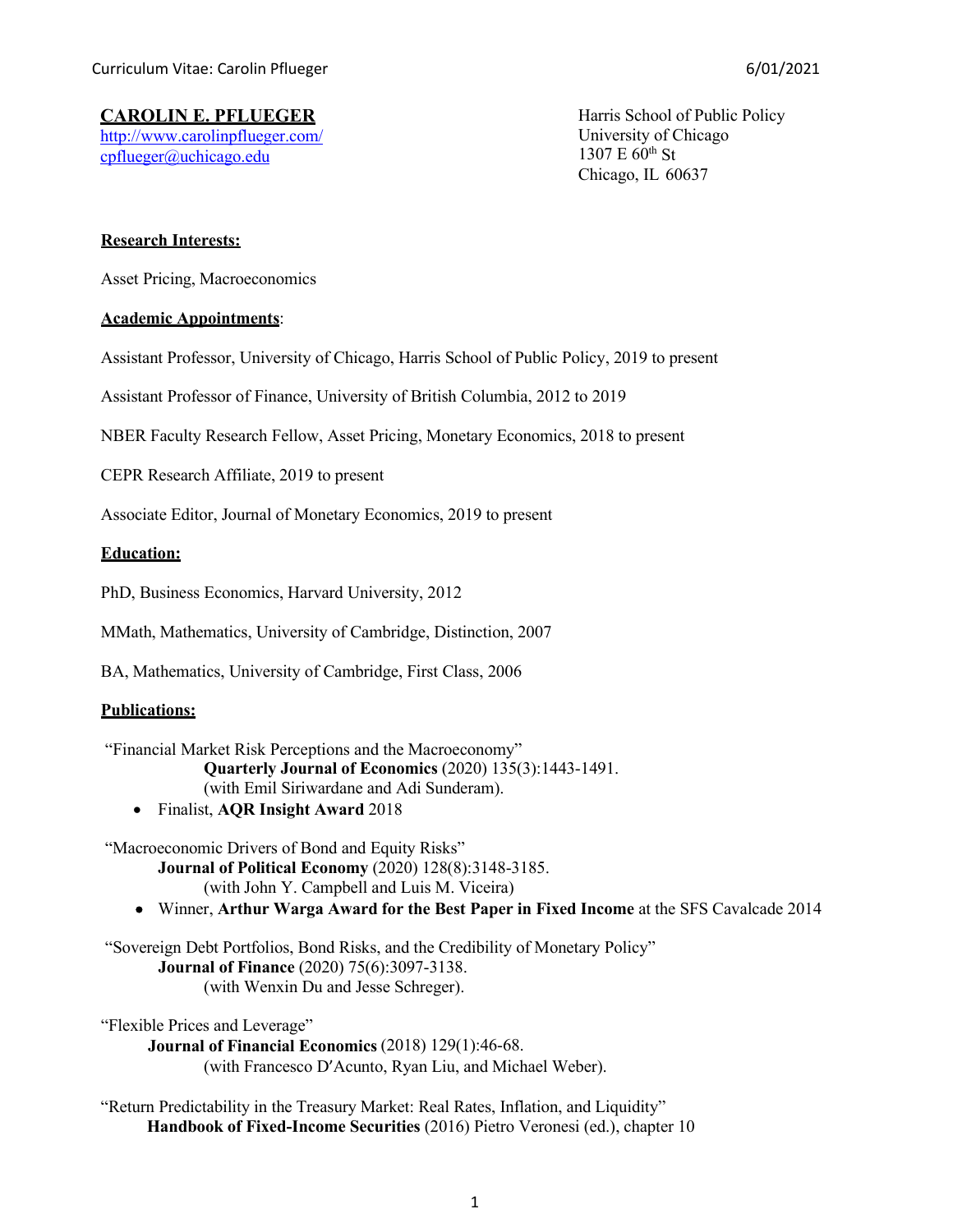# CAROLIN E. PFLUEGER

http://www.carolinpflueger.com/
cpflueger@uchicago.edu

Harris School of Public Policy
University of Chicago
1307 E 60th St
Chicago, IL 60637

## Research Interests:

Asset Pricing, Macroeconomics

## Academic Appointments:

Assistant Professor, University of Chicago, Harris School of Public Policy, 2019 to present

Assistant Professor of Finance, University of British Columbia, 2012 to 2019

NBER Faculty Research Fellow, Asset Pricing, Monetary Economics, 2018 to present

CEPR Research Affiliate, 2019 to present

Associate Editor, Journal of Monetary Economics, 2019 to present

## Education:

PhD, Business Economics, Harvard University, 2012

MMath, Mathematics, University of Cambridge, Distinction, 2007

BA, Mathematics, University of Cambridge, First Class, 2006

## Publications:

"Financial Market Risk Perceptions and the Macroeconomy"
**Quarterly Journal of Economics** (2020) 135(3):1443-1491.
(with Emil Siriwardane and Adi Sunderam).

- Finalist, **AQR Insight Award** 2018

"Macroeconomic Drivers of Bond and Equity Risks"
**Journal of Political Economy** (2020) 128(8):3148-3185.
(with John Y. Campbell and Luis M. Viceira)

- Winner, **Arthur Warga Award for the Best Paper in Fixed Income** at the SFS Cavalcade 2014

"Sovereign Debt Portfolios, Bond Risks, and the Credibility of Monetary Policy"
**Journal of Finance** (2020) 75(6):3097-3138.
(with Wenxin Du and Jesse Schreger).

"Flexible Prices and Leverage"
**Journal of Financial Economics** (2018) 129(1):46-68.
(with Francesco D'Acunto, Ryan Liu, and Michael Weber).

"Return Predictability in the Treasury Market: Real Rates, Inflation, and Liquidity"
**Handbook of Fixed-Income Securities** (2016) Pietro Veronesi (ed.), chapter 10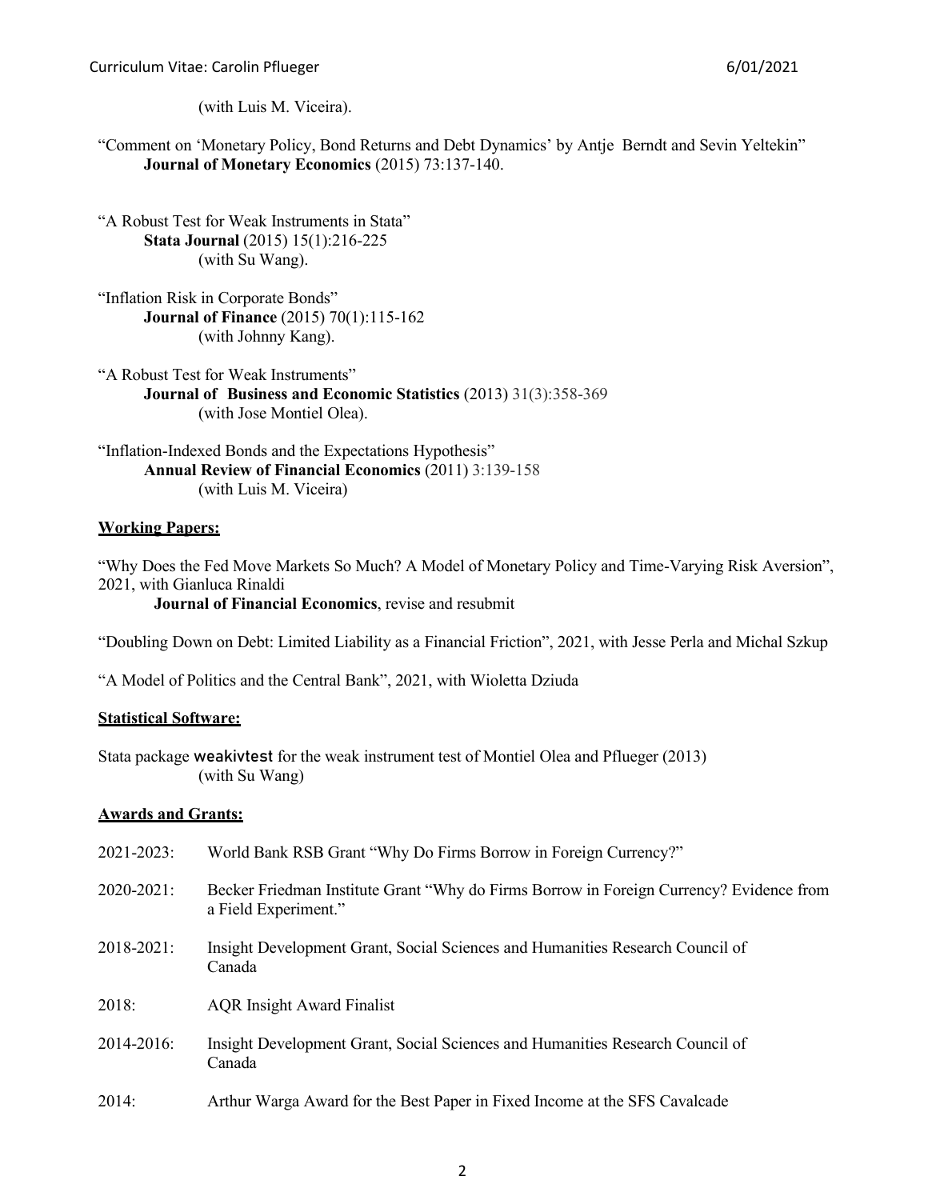(with Luis M. Viceira).

"Comment on 'Monetary Policy, Bond Returns and Debt Dynamics' by Antje Berndt and Sevin Yeltekin"
**Journal of Monetary Economics** (2015) 73:137-140.

"A Robust Test for Weak Instruments in Stata"
**Stata Journal** (2015) 15(1):216-225
(with Su Wang).

"Inflation Risk in Corporate Bonds"
**Journal of Finance** (2015) 70(1):115-162
(with Johnny Kang).

"A Robust Test for Weak Instruments"
**Journal of Business and Economic Statistics** (2013) 31(3):358-369
(with Jose Montiel Olea).

"Inflation-Indexed Bonds and the Expectations Hypothesis"
**Annual Review of Financial Economics** (2011) 3:139-158
(with Luis M. Viceira)

## Working Papers:

"Why Does the Fed Move Markets So Much? A Model of Monetary Policy and Time-Varying Risk Aversion", 2021, with Gianluca Rinaldi
**Journal of Financial Economics**, revise and resubmit

"Doubling Down on Debt: Limited Liability as a Financial Friction", 2021, with Jesse Perla and Michal Szkup

"A Model of Politics and the Central Bank", 2021, with Wioletta Dziuda

## Statistical Software:

Stata package `weakivtest` for the weak instrument test of Montiel Olea and Pflueger (2013)
(with Su Wang)

## Awards and Grants:

2021-2023: World Bank RSB Grant "Why Do Firms Borrow in Foreign Currency?"

2020-2021: Becker Friedman Institute Grant "Why do Firms Borrow in Foreign Currency? Evidence from a Field Experiment."

2018-2021: Insight Development Grant, Social Sciences and Humanities Research Council of Canada

2018: AQR Insight Award Finalist

2014-2016: Insight Development Grant, Social Sciences and Humanities Research Council of Canada

2014: Arthur Warga Award for the Best Paper in Fixed Income at the SFS Cavalcade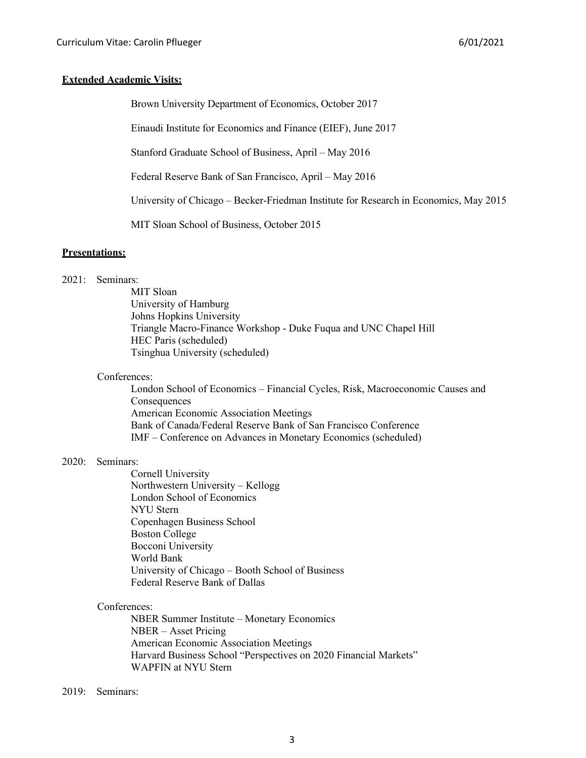**Extended Academic Visits:**

Brown University Department of Economics, October 2017

Einaudi Institute for Economics and Finance (EIEF), June 2017

Stanford Graduate School of Business, April – May 2016

Federal Reserve Bank of San Francisco, April – May 2016

University of Chicago – Becker-Friedman Institute for Research in Economics, May 2015

MIT Sloan School of Business, October 2015

**Presentations:**

2021: Seminars:

- MIT Sloan
- University of Hamburg
- Johns Hopkins University
- Triangle Macro-Finance Workshop - Duke Fuqua and UNC Chapel Hill
- HEC Paris (scheduled)
- Tsinghua University (scheduled)

Conferences:

- London School of Economics – Financial Cycles, Risk, Macroeconomic Causes and Consequences
- American Economic Association Meetings
- Bank of Canada/Federal Reserve Bank of San Francisco Conference
- IMF – Conference on Advances in Monetary Economics (scheduled)

2020: Seminars:

- Cornell University
- Northwestern University – Kellogg
- London School of Economics
- NYU Stern
- Copenhagen Business School
- Boston College
- Bocconi University
- World Bank
- University of Chicago – Booth School of Business
- Federal Reserve Bank of Dallas

Conferences:

- NBER Summer Institute – Monetary Economics
- NBER – Asset Pricing
- American Economic Association Meetings
- Harvard Business School "Perspectives on 2020 Financial Markets"
- WAPFIN at NYU Stern

2019: Seminars: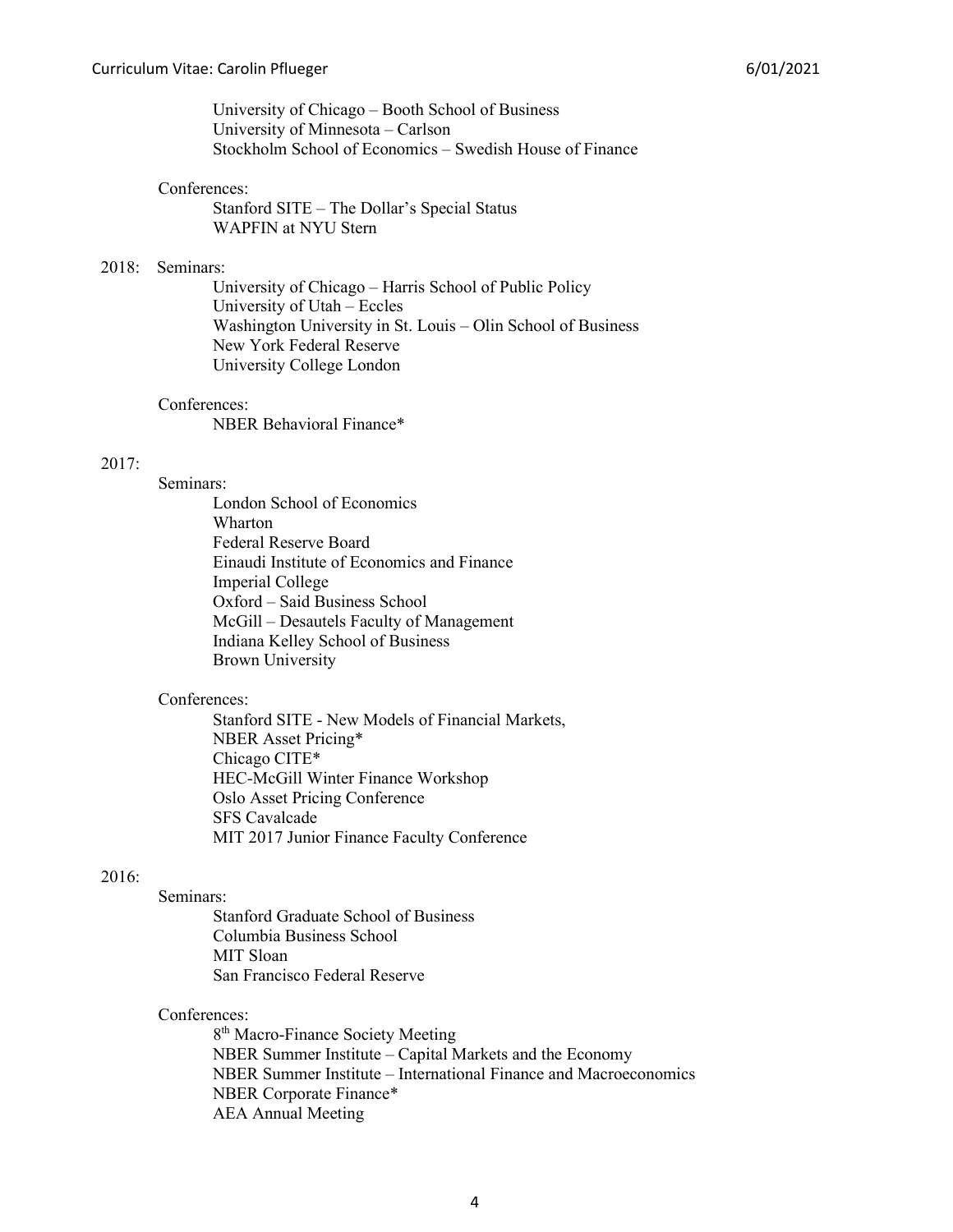University of Chicago – Booth School of Business
University of Minnesota – Carlson
Stockholm School of Economics – Swedish House of Finance

Conferences:

Stanford SITE – The Dollar's Special Status
WAPFIN at NYU Stern

**2018:** Seminars:

University of Chicago – Harris School of Public Policy
University of Utah – Eccles
Washington University in St. Louis – Olin School of Business
New York Federal Reserve
University College London

Conferences:

NBER Behavioral Finance*

**2017:**

Seminars:

London School of Economics
Wharton
Federal Reserve Board
Einaudi Institute of Economics and Finance
Imperial College
Oxford – Said Business School
McGill – Desautels Faculty of Management
Indiana Kelley School of Business
Brown University

Conferences:

Stanford SITE - New Models of Financial Markets,
NBER Asset Pricing*
Chicago CITE*
HEC-McGill Winter Finance Workshop
Oslo Asset Pricing Conference
SFS Cavalcade
MIT 2017 Junior Finance Faculty Conference

**2016:**

Seminars:

Stanford Graduate School of Business
Columbia Business School
MIT Sloan
San Francisco Federal Reserve

Conferences:

8th Macro-Finance Society Meeting
NBER Summer Institute – Capital Markets and the Economy
NBER Summer Institute – International Finance and Macroeconomics
NBER Corporate Finance*
AEA Annual Meeting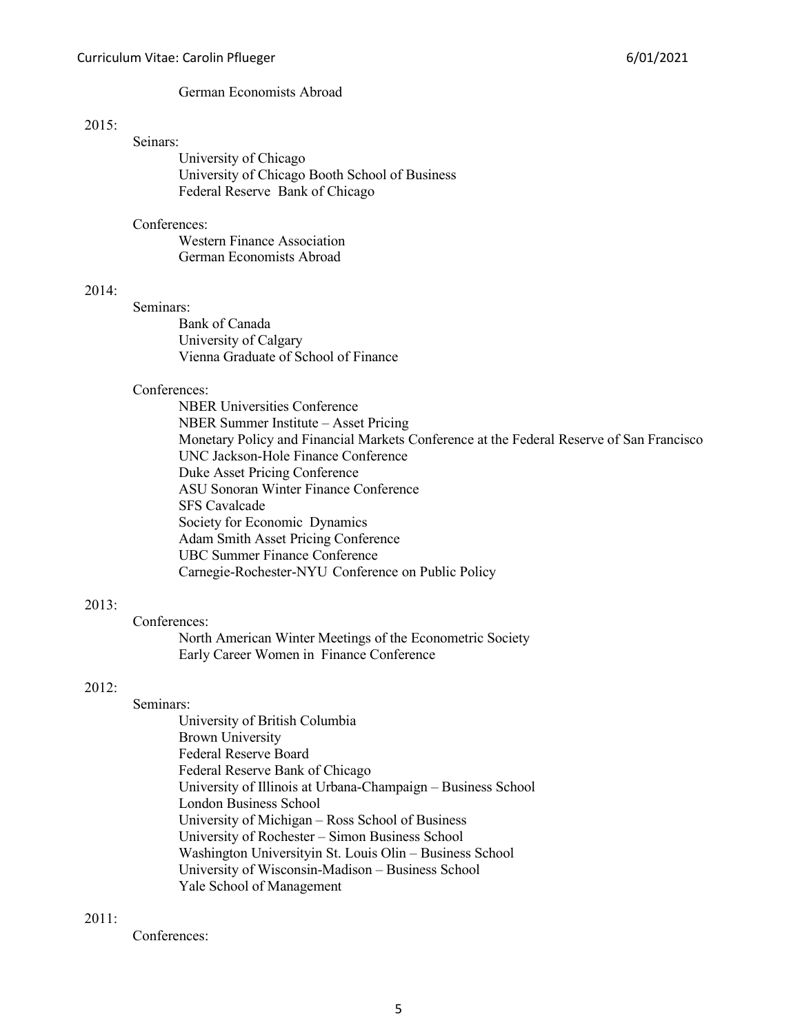German Economists Abroad

2015:

Seinars:

- University of Chicago
- University of Chicago Booth School of Business
- Federal Reserve  Bank of Chicago

Conferences:

- Western Finance Association
- German Economists Abroad

2014:

Seminars:

- Bank of Canada
- University of Calgary
- Vienna Graduate of School of Finance

Conferences:

- NBER Universities Conference
- NBER Summer Institute – Asset Pricing
- Monetary Policy and Financial Markets Conference at the Federal Reserve of San Francisco
- UNC Jackson-Hole Finance Conference
- Duke Asset Pricing Conference
- ASU Sonoran Winter Finance Conference
- SFS Cavalcade
- Society for Economic  Dynamics
- Adam Smith Asset Pricing Conference
- UBC Summer Finance Conference
- Carnegie-Rochester-NYU  Conference on Public Policy

2013:

Conferences:

- North American Winter Meetings of the Econometric Society
- Early Career Women in  Finance Conference

2012:

Seminars:

- University of British Columbia
- Brown University
- Federal Reserve Board
- Federal Reserve Bank of Chicago
- University of Illinois at Urbana-Champaign – Business School
- London Business School
- University of Michigan – Ross School of Business
- University of Rochester – Simon Business School
- Washington Universityin St. Louis Olin – Business School
- University of Wisconsin-Madison – Business School
- Yale School of Management

2011:

Conferences: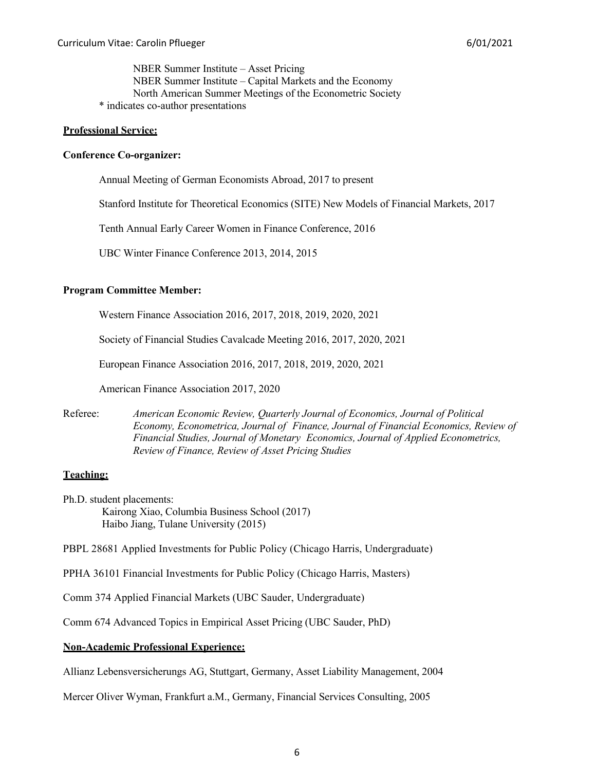NBER Summer Institute – Asset Pricing
NBER Summer Institute – Capital Markets and the Economy
North American Summer Meetings of the Econometric Society

* indicates co-author presentations

**Professional Service:**

**Conference Co-organizer:**

Annual Meeting of German Economists Abroad, 2017 to present

Stanford Institute for Theoretical Economics (SITE) New Models of Financial Markets, 2017

Tenth Annual Early Career Women in Finance Conference, 2016

UBC Winter Finance Conference 2013, 2014, 2015

**Program Committee Member:**

Western Finance Association 2016, 2017, 2018, 2019, 2020, 2021

Society of Financial Studies Cavalcade Meeting 2016, 2017, 2020, 2021

European Finance Association 2016, 2017, 2018, 2019, 2020, 2021

American Finance Association 2017, 2020

Referee: *American Economic Review, Quarterly Journal of Economics, Journal of Political Economy, Econometrica, Journal of Finance, Journal of Financial Economics, Review of Financial Studies, Journal of Monetary Economics, Journal of Applied Econometrics, Review of Finance, Review of Asset Pricing Studies*

**Teaching:**

Ph.D. student placements:
Kairong Xiao, Columbia Business School (2017)
Haibo Jiang, Tulane University (2015)

PBPL 28681 Applied Investments for Public Policy (Chicago Harris, Undergraduate)

PPHA 36101 Financial Investments for Public Policy (Chicago Harris, Masters)

Comm 374 Applied Financial Markets (UBC Sauder, Undergraduate)

Comm 674 Advanced Topics in Empirical Asset Pricing (UBC Sauder, PhD)

**Non-Academic Professional Experience:**

Allianz Lebensversicherungs AG, Stuttgart, Germany, Asset Liability Management, 2004

Mercer Oliver Wyman, Frankfurt a.M., Germany, Financial Services Consulting, 2005